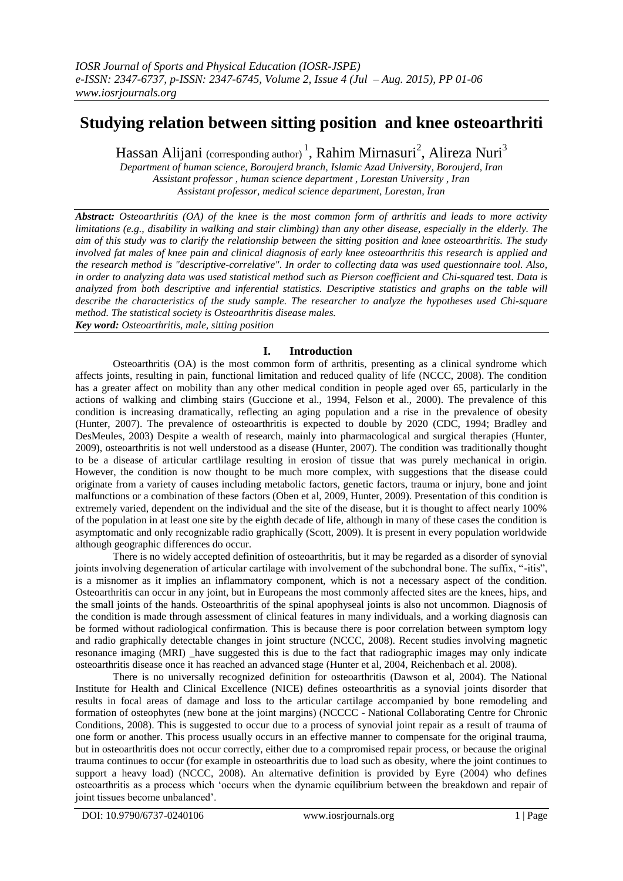# Studying relation between sitting position and knee osteoarthriti

Hassan Alijani (corresponding author) [1], Rahim Mirnasuri[2], Alireza Nuri[3]

*Department of human science, Boroujerd branch, Islamic Azad University, Boroujerd, Iran*
*Assistant professor , human science department , Lorestan University , Iran*
*Assistant professor, medical science department, Lorestan, Iran*

***Abstract:*** *Osteoarthritis (OA) of the knee is the most common form of arthritis and leads to more activity limitations (e.g., disability in walking and stair climbing) than any other disease, especially in the elderly. The aim of this study was to clarify the relationship between the sitting position and knee osteoarthritis. The study involved fat males of knee pain and clinical diagnosis of early knee osteoarthritis this research is applied and the research method is "descriptive-correlative". In order to collecting data was used questionnaire tool. Also, in order to analyzing data was used statistical method such as Pierson coefficient and Chi-squared test. Data is analyzed from both descriptive and inferential statistics. Descriptive statistics and graphs on the table will describe the characteristics of the study sample. The researcher to analyze the hypotheses used Chi-square method. The statistical society is Osteoarthritis disease males.*

***Key word:*** *Osteoarthritis, male, sitting position*

## I. Introduction

Osteoarthritis (OA) is the most common form of arthritis, presenting as a clinical syndrome which affects joints, resulting in pain, functional limitation and reduced quality of life (NCCC, 2008). The condition has a greater affect on mobility than any other medical condition in people aged over 65, particularly in the actions of walking and climbing stairs (Guccione et al., 1994, Felson et al., 2000). The prevalence of this condition is increasing dramatically, reflecting an aging population and a rise in the prevalence of obesity (Hunter, 2007). The prevalence of osteoarthritis is expected to double by 2020 (CDC, 1994; Bradley and DesMeules, 2003) Despite a wealth of research, mainly into pharmacological and surgical therapies (Hunter, 2009), osteoarthritis is not well understood as a disease (Hunter, 2007). The condition was traditionally thought to be a disease of articular cartlilage resulting in erosion of tissue that was purely mechanical in origin. However, the condition is now thought to be much more complex, with suggestions that the disease could originate from a variety of causes including metabolic factors, genetic factors, trauma or injury, bone and joint malfunctions or a combination of these factors (Oben et al, 2009, Hunter, 2009). Presentation of this condition is extremely varied, dependent on the individual and the site of the disease, but it is thought to affect nearly 100% of the population in at least one site by the eighth decade of life, although in many of these cases the condition is asymptomatic and only recognizable radio graphically (Scott, 2009). It is present in every population worldwide although geographic differences do occur.

There is no widely accepted definition of osteoarthritis, but it may be regarded as a disorder of synovial joints involving degeneration of articular cartilage with involvement of the subchondral bone. The suffix, "-itis", is a misnomer as it implies an inflammatory component, which is not a necessary aspect of the condition. Osteoarthritis can occur in any joint, but in Europeans the most commonly affected sites are the knees, hips, and the small joints of the hands. Osteoarthritis of the spinal apophyseal joints is also not uncommon. Diagnosis of the condition is made through assessment of clinical features in many individuals, and a working diagnosis can be formed without radiological confirmation. This is because there is poor correlation between symptom logy and radio graphically detectable changes in joint structure (NCCC, 2008). Recent studies involving magnetic resonance imaging (MRI) _have suggested this is due to the fact that radiographic images may only indicate osteoarthritis disease once it has reached an advanced stage (Hunter et al, 2004, Reichenbach et al. 2008).

There is no universally recognized definition for osteoarthritis (Dawson et al, 2004). The National Institute for Health and Clinical Excellence (NICE) defines osteoarthritis as a synovial joints disorder that results in focal areas of damage and loss to the articular cartilage accompanied by bone remodeling and formation of osteophytes (new bone at the joint margins) (NCCCC - National Collaborating Centre for Chronic Conditions, 2008). This is suggested to occur due to a process of synovial joint repair as a result of trauma of one form or another. This process usually occurs in an effective manner to compensate for the original trauma, but in osteoarthritis does not occur correctly, either due to a compromised repair process, or because the original trauma continues to occur (for example in osteoarthritis due to load such as obesity, where the joint continues to support a heavy load) (NCCC, 2008). An alternative definition is provided by Eyre (2004) who defines osteoarthritis as a process which 'occurs when the dynamic equilibrium between the breakdown and repair of joint tissues become unbalanced'.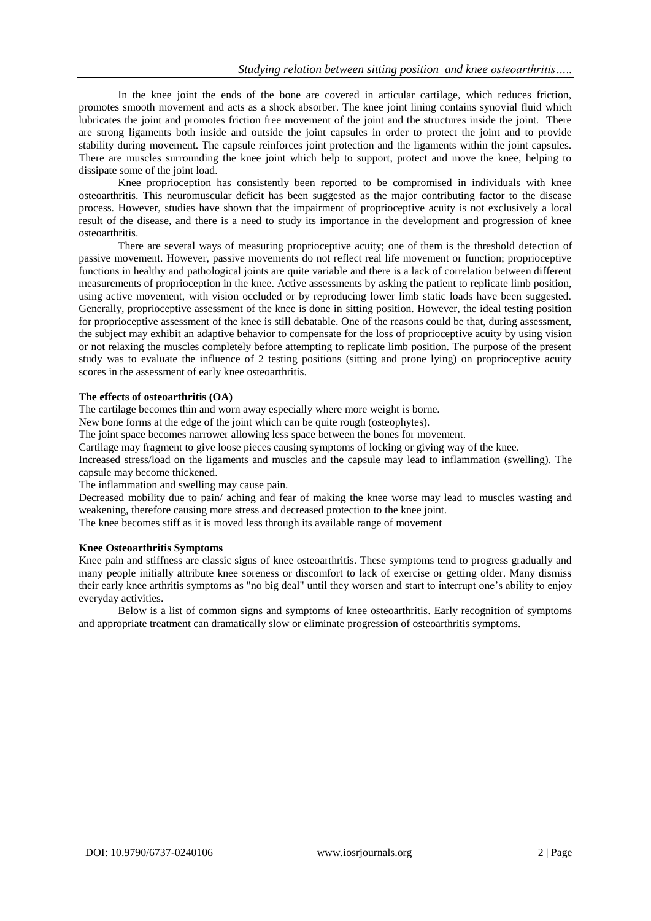In the knee joint the ends of the bone are covered in articular cartilage, which reduces friction, promotes smooth movement and acts as a shock absorber. The knee joint lining contains synovial fluid which lubricates the joint and promotes friction free movement of the joint and the structures inside the joint. There are strong ligaments both inside and outside the joint capsules in order to protect the joint and to provide stability during movement. The capsule reinforces joint protection and the ligaments within the joint capsules. There are muscles surrounding the knee joint which help to support, protect and move the knee, helping to dissipate some of the joint load.

Knee proprioception has consistently been reported to be compromised in individuals with knee osteoarthritis. This neuromuscular deficit has been suggested as the major contributing factor to the disease process. However, studies have shown that the impairment of proprioceptive acuity is not exclusively a local result of the disease, and there is a need to study its importance in the development and progression of knee osteoarthritis.

There are several ways of measuring proprioceptive acuity; one of them is the threshold detection of passive movement. However, passive movements do not reflect real life movement or function; proprioceptive functions in healthy and pathological joints are quite variable and there is a lack of correlation between different measurements of proprioception in the knee. Active assessments by asking the patient to replicate limb position, using active movement, with vision occluded or by reproducing lower limb static loads have been suggested. Generally, proprioceptive assessment of the knee is done in sitting position. However, the ideal testing position for proprioceptive assessment of the knee is still debatable. One of the reasons could be that, during assessment, the subject may exhibit an adaptive behavior to compensate for the loss of proprioceptive acuity by using vision or not relaxing the muscles completely before attempting to replicate limb position. The purpose of the present study was to evaluate the influence of 2 testing positions (sitting and prone lying) on proprioceptive acuity scores in the assessment of early knee osteoarthritis.

**The effects of osteoarthritis (OA)**

The cartilage becomes thin and worn away especially where more weight is borne.

New bone forms at the edge of the joint which can be quite rough (osteophytes).

The joint space becomes narrower allowing less space between the bones for movement.

Cartilage may fragment to give loose pieces causing symptoms of locking or giving way of the knee.

Increased stress/load on the ligaments and muscles and the capsule may lead to inflammation (swelling). The capsule may become thickened.

The inflammation and swelling may cause pain.

Decreased mobility due to pain/ aching and fear of making the knee worse may lead to muscles wasting and weakening, therefore causing more stress and decreased protection to the knee joint.

The knee becomes stiff as it is moved less through its available range of movement

**Knee Osteoarthritis Symptoms**

Knee pain and stiffness are classic signs of knee osteoarthritis. These symptoms tend to progress gradually and many people initially attribute knee soreness or discomfort to lack of exercise or getting older. Many dismiss their early knee arthritis symptoms as "no big deal" until they worsen and start to interrupt one's ability to enjoy everyday activities.

Below is a list of common signs and symptoms of knee osteoarthritis. Early recognition of symptoms and appropriate treatment can dramatically slow or eliminate progression of osteoarthritis symptoms.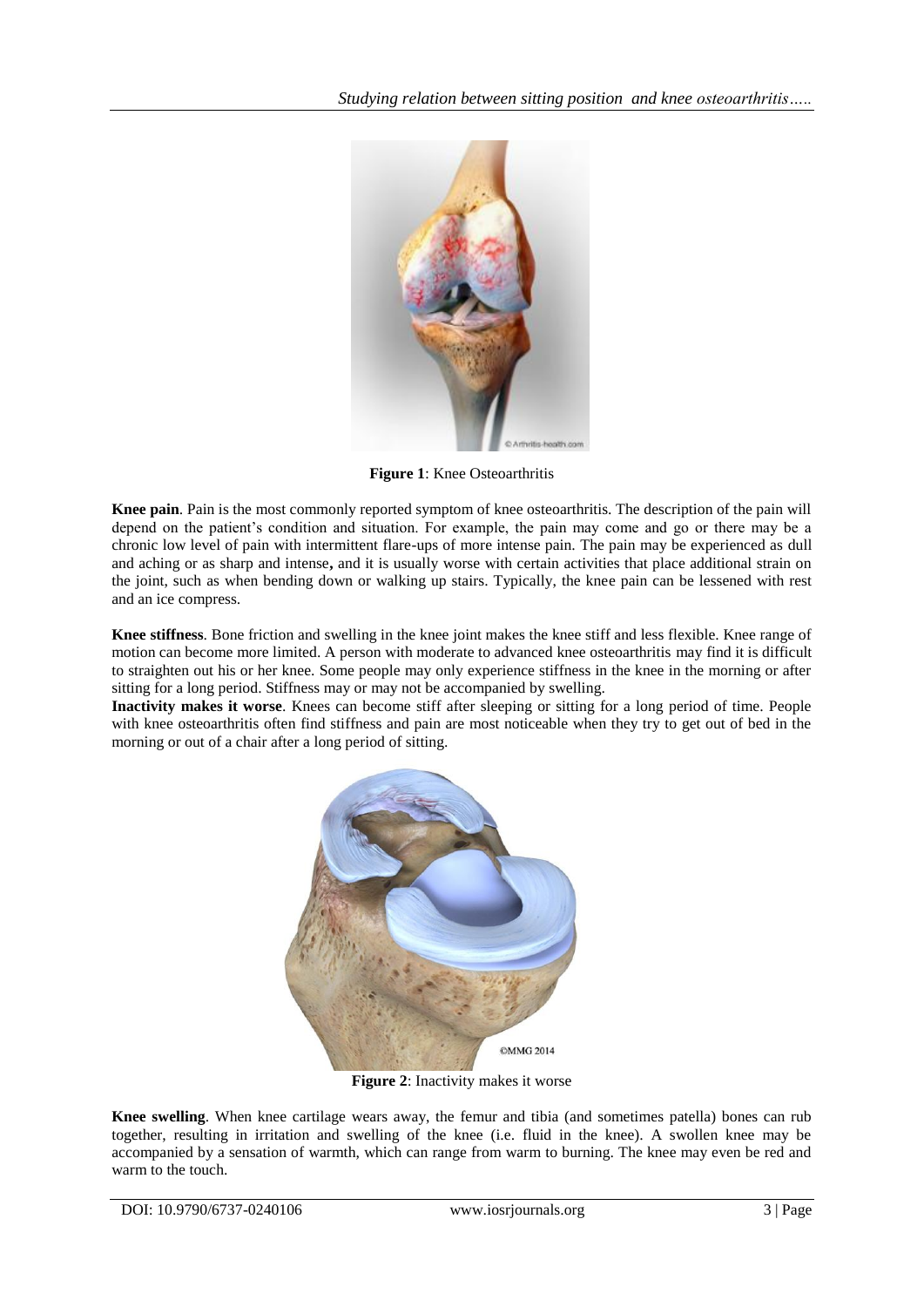**Figure 1**: Knee Osteoarthritis

**Knee pain**. Pain is the most commonly reported symptom of knee osteoarthritis. The description of the pain will depend on the patient's condition and situation. For example, the pain may come and go or there may be a chronic low level of pain with intermittent flare-ups of more intense pain. The pain may be experienced as dull and aching or as sharp and intense**,** and it is usually worse with certain activities that place additional strain on the joint, such as when bending down or walking up stairs. Typically, the knee pain can be lessened with rest and an ice compress.

**Knee stiffness**. Bone friction and swelling in the knee joint makes the knee stiff and less flexible. Knee range of motion can become more limited. A person with moderate to advanced knee osteoarthritis may find it is difficult to straighten out his or her knee. Some people may only experience stiffness in the knee in the morning or after sitting for a long period. Stiffness may or may not be accompanied by swelling.

**Inactivity makes it worse**. Knees can become stiff after sleeping or sitting for a long period of time. People with knee osteoarthritis often find stiffness and pain are most noticeable when they try to get out of bed in the morning or out of a chair after a long period of sitting.

**Figure 2**: Inactivity makes it worse

**Knee swelling**. When knee cartilage wears away, the femur and tibia (and sometimes patella) bones can rub together, resulting in irritation and swelling of the knee (i.e. fluid in the knee). A swollen knee may be accompanied by a sensation of warmth, which can range from warm to burning. The knee may even be red and warm to the touch.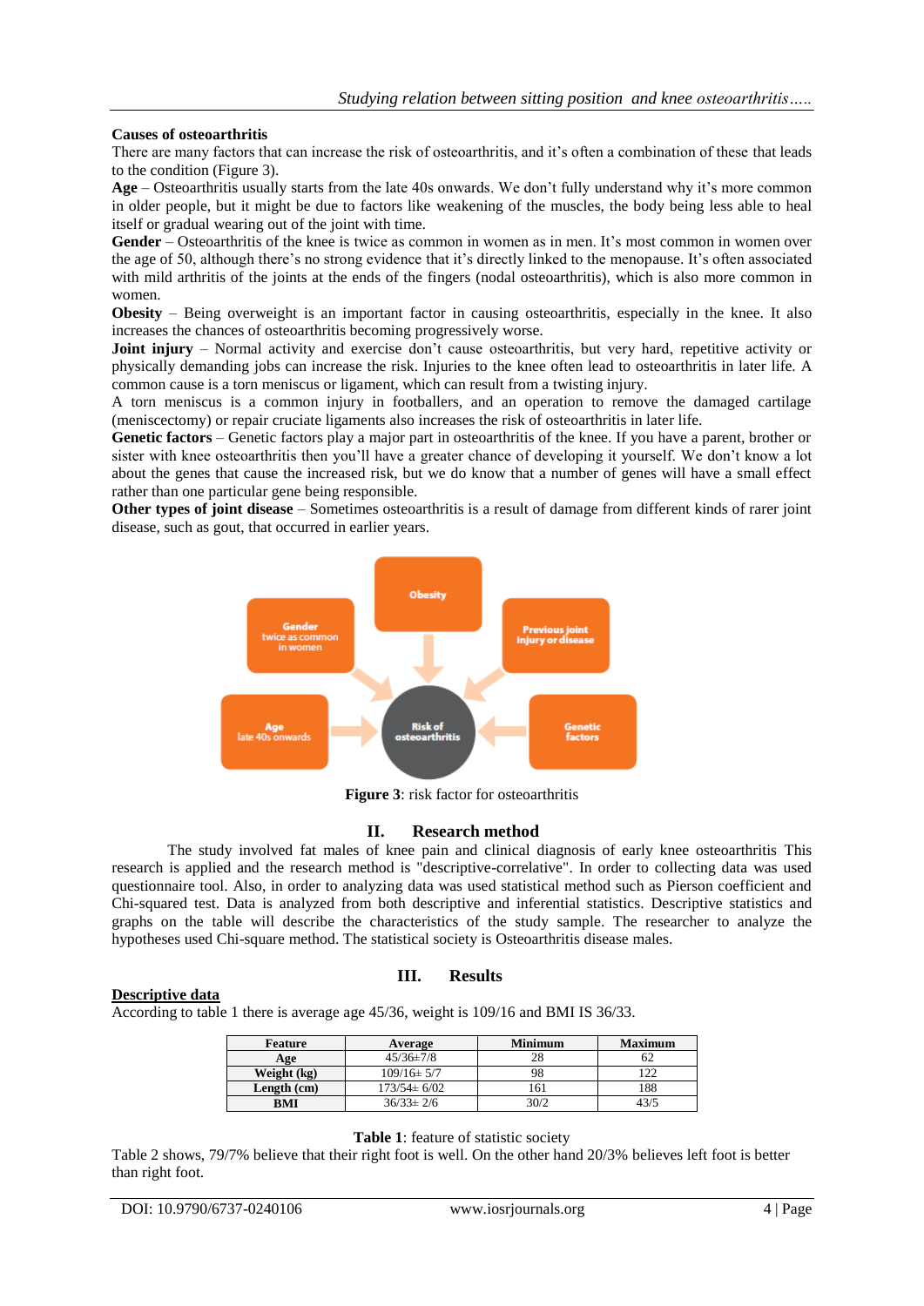**Causes of osteoarthritis**

There are many factors that can increase the risk of osteoarthritis, and it's often a combination of these that leads to the condition (Figure 3).

**Age** – Osteoarthritis usually starts from the late 40s onwards. We don't fully understand why it's more common in older people, but it might be due to factors like weakening of the muscles, the body being less able to heal itself or gradual wearing out of the joint with time.

**Gender** – Osteoarthritis of the knee is twice as common in women as in men. It's most common in women over the age of 50, although there's no strong evidence that it's directly linked to the menopause. It's often associated with mild arthritis of the joints at the ends of the fingers (nodal osteoarthritis), which is also more common in women.

**Obesity** – Being overweight is an important factor in causing osteoarthritis, especially in the knee. It also increases the chances of osteoarthritis becoming progressively worse.

**Joint injury** – Normal activity and exercise don't cause osteoarthritis, but very hard, repetitive activity or physically demanding jobs can increase the risk. Injuries to the knee often lead to osteoarthritis in later life. A common cause is a torn meniscus or ligament, which can result from a twisting injury.

A torn meniscus is a common injury in footballers, and an operation to remove the damaged cartilage (meniscectomy) or repair cruciate ligaments also increases the risk of osteoarthritis in later life.

**Genetic factors** – Genetic factors play a major part in osteoarthritis of the knee. If you have a parent, brother or sister with knee osteoarthritis then you'll have a greater chance of developing it yourself. We don't know a lot about the genes that cause the increased risk, but we do know that a number of genes will have a small effect rather than one particular gene being responsible.

**Other types of joint disease** – Sometimes osteoarthritis is a result of damage from different kinds of rarer joint disease, such as gout, that occurred in earlier years.

Obesity

Gender twice as common in women

Previous joint injury or disease

Age late 40s onwards

Risk of osteoarthritis

Genetic factors

**Figure 3**: risk factor for osteoarthritis

## II. Research method

The study involved fat males of knee pain and clinical diagnosis of early knee osteoarthritis This research is applied and the research method is "descriptive-correlative". In order to collecting data was used questionnaire tool. Also, in order to analyzing data was used statistical method such as Pierson coefficient and Chi-squared test. Data is analyzed from both descriptive and inferential statistics. Descriptive statistics and graphs on the table will describe the characteristics of the study sample. The researcher to analyze the hypotheses used Chi-square method. The statistical society is Osteoarthritis disease males.

## III. Results

**Descriptive data**

According to table 1 there is average age 45/36, weight is 109/16 and BMI IS 36/33.

| Feature | Average | Minimum | Maximum |
|---|---|---|---|
| **Age** | 45/36±7/8 | 28 | 62 |
| **Weight (kg)** | 109/16± 5/7 | 98 | 122 |
| **Length (cm)** | 173/54± 6/02 | 161 | 188 |
| **BMI** | 36/33± 2/6 | 30/2 | 43/5 |

**Table 1**: feature of statistic society

Table 2 shows, 79/7% believe that their right foot is well. On the other hand 20/3% believes left foot is better than right foot.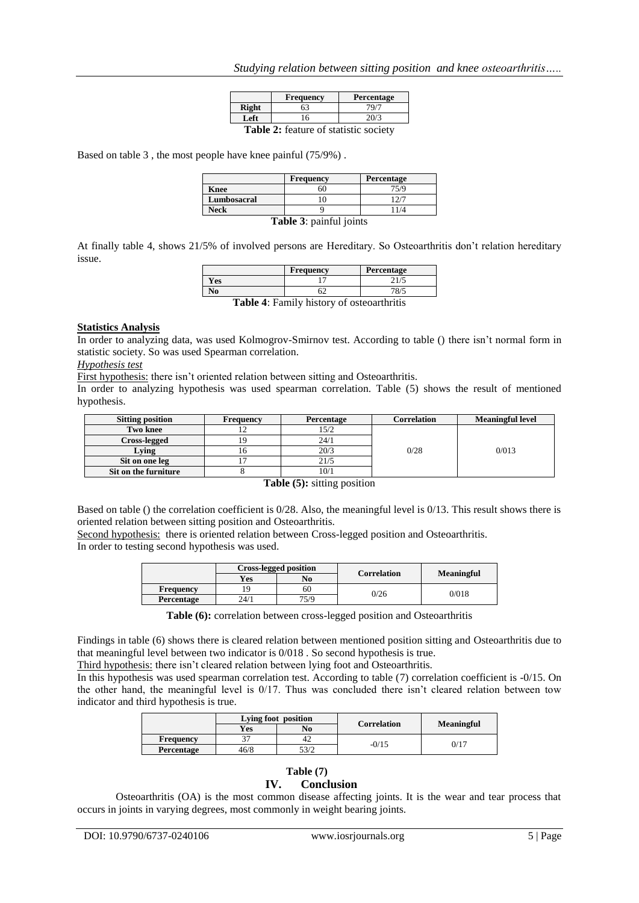|  | Frequency | Percentage |
|---|---|---|
| **Right** | 63 | 79/7 |
| **Left** | 16 | 20/3 |

**Table 2:** feature of statistic society

Based on table 3 , the most people have knee painful (75/9%) .

|  | Frequency | Percentage |
|---|---|---|
| **Knee** | 60 | 75/9 |
| **Lumbosacral** | 10 | 12/7 |
| **Neck** | 9 | 11/4 |

**Table 3**: painful joints

At finally table 4, shows 21/5% of involved persons are Hereditary. So Osteoarthritis don't relation hereditary issue.

|  | Frequency | Percentage |
|---|---|---|
| **Yes** | 17 | 21/5 |
| **No** | 62 | 78/5 |

**Table 4**: Family history of osteoarthritis

**Statistics Analysis**

In order to analyzing data, was used Kolmogrov-Smirnov test. According to table () there isn't normal form in statistic society. So was used Spearman correlation.

*Hypothesis test*

First hypothesis: there isn't oriented relation between sitting and Osteoarthritis.

In order to analyzing hypothesis was used spearman correlation. Table (5) shows the result of mentioned hypothesis.

| Sitting position | Frequency | Percentage | Correlation | Meaningful level |
|---|---|---|---|---|
| **Two knee** | 12 | 15/2 | 0/28 | 0/013 |
| **Cross-legged** | 19 | 24/1 | | |
| **Lying** | 16 | 20/3 | | |
| **Sit on one leg** | 17 | 21/5 | | |
| **Sit on the furniture** | 8 | 10/1 | | |

**Table (5):** sitting position

Based on table () the correlation coefficient is 0/28. Also, the meaningful level is 0/13. This result shows there is oriented relation between sitting position and Osteoarthritis.

Second hypothesis: there is oriented relation between Cross-legged position and Osteoarthritis.

In order to testing second hypothesis was used.

|  | Cross-legged position | | Correlation | Meaningful |
|---|---|---|---|---|
|  | Yes | No | | |
| **Frequency** | 19 | 60 | 0/26 | 0/018 |
| **Percentage** | 24/1 | 75/9 | | |

**Table (6):** correlation between cross-legged position and Osteoarthritis

Findings in table (6) shows there is cleared relation between mentioned position sitting and Osteoarthritis due to that meaningful level between two indicator is 0/018 . So second hypothesis is true.

Third hypothesis: there isn't cleared relation between lying foot and Osteoarthritis.

In this hypothesis was used spearman correlation test. According to table (7) correlation coefficient is -0/15. On the other hand, the meaningful level is 0/17. Thus was concluded there isn't cleared relation between tow indicator and third hypothesis is true.

|  | Lying foot position | | Correlation | Meaningful |
|---|---|---|---|---|
|  | Yes | No | | |
| **Frequency** | 37 | 42 | -0/15 | 0/17 |
| **Percentage** | 46/8 | 53/2 | | |

**Table (7)**

## IV. Conclusion

Osteoarthritis (OA) is the most common disease affecting joints. It is the wear and tear process that occurs in joints in varying degrees, most commonly in weight bearing joints.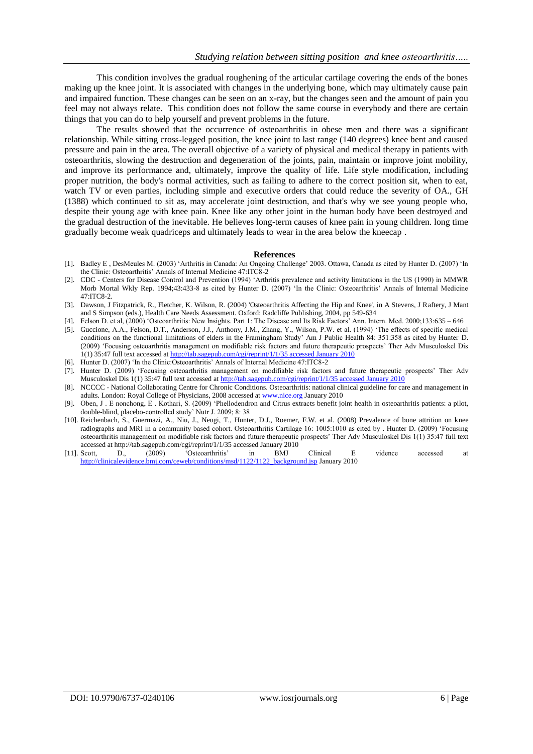This condition involves the gradual roughening of the articular cartilage covering the ends of the bones making up the knee joint. It is associated with changes in the underlying bone, which may ultimately cause pain and impaired function. These changes can be seen on an x-ray, but the changes seen and the amount of pain you feel may not always relate. This condition does not follow the same course in everybody and there are certain things that you can do to help yourself and prevent problems in the future.

The results showed that the occurrence of osteoarthritis in obese men and there was a significant relationship. While sitting cross-legged position, the knee joint to last range (140 degrees) knee bent and caused pressure and pain in the area. The overall objective of a variety of physical and medical therapy in patients with osteoarthritis, slowing the destruction and degeneration of the joints, pain, maintain or improve joint mobility, and improve its performance and, ultimately, improve the quality of life. Life style modification, including proper nutrition, the body's normal activities, such as failing to adhere to the correct position sit, when to eat, watch TV or even parties, including simple and executive orders that could reduce the severity of OA., GH (1388) which continued to sit as, may accelerate joint destruction, and that's why we see young people who, despite their young age with knee pain. Knee like any other joint in the human body have been destroyed and the gradual destruction of the inevitable. He believes long-term causes of knee pain in young children. long time gradually become weak quadriceps and ultimately leads to wear in the area below the kneecap .

## References

[1]. Badley E , DesMeules M. (2003) 'Arthritis in Canada: An Ongoing Challenge' 2003. Ottawa, Canada as cited by Hunter D. (2007) 'In the Clinic: Osteoarthritis' Annals of Internal Medicine 47:ITC8-2

[2]. CDC - Centers for Disease Control and Prevention (1994) 'Arthritis prevalence and activity limitations in the US (1990) in MMWR Morb Mortal Wkly Rep. 1994;43:433-8 as cited by Hunter D. (2007) 'In the Clinic: Osteoarthritis' Annals of Internal Medicine 47:ITC8-2.

[3]. Dawson, J Fitzpatrick, R., Fletcher, K. Wilson, R. (2004) 'Osteoarthritis Affecting the Hip and Knee', in A Stevens, J Raftery, J Mant and S Simpson (eds.), Health Care Needs Assessment. Oxford: Radcliffe Publishing, 2004, pp 549-634

[4]. Felson D. et al, (2000) 'Osteoarthritis: New Insights. Part 1: The Disease and Its Risk Factors' Ann. Intern. Med. 2000;133:635 – 646

[5]. Guccione, A.A., Felson, D.T., Anderson, J.J., Anthony, J.M., Zhang, Y., Wilson, P.W. et al. (1994) 'The effects of specific medical conditions on the functional limitations of elders in the Framingham Study' Am J Public Health 84: 351:358 as cited by Hunter D. (2009) 'Focusing osteoarthritis management on modifiable risk factors and future therapeutic prospects' Ther Adv Musculoskel Dis 1(1) 35:47 full text accessed at http://tab.sagepub.com/cgi/reprint/1/1/35 accessed January 2010

[6]. Hunter D. (2007) 'In the Clinic:Osteoarthritis' Annals of Internal Medicine 47:ITC8-2

[7]. Hunter D. (2009) 'Focusing osteoarthritis management on modifiable risk factors and future therapeutic prospects' Ther Adv Musculoskel Dis 1(1) 35:47 full text accessed at http://tab.sagepub.com/cgi/reprint/1/1/35 accessed January 2010

[8]. NCCCC - National Collaborating Centre for Chronic Conditions. Osteoarthritis: national clinical guideline for care and management in adults. London: Royal College of Physicians, 2008 accessed at www.nice.org January 2010

[9]. Oben, J . E nonchong, E . Kothari, S. (2009) 'Phellodendron and Citrus extracts benefit joint health in osteoarthritis patients: a pilot, double-blind, placebo-controlled study' Nutr J. 2009; 8: 38

[10]. Reichenbach, S., Guermazi, A., Niu, J., Neogi, T., Hunter, D.J., Roemer, F.W. et al. (2008) Prevalence of bone attrition on knee radiographs and MRI in a community based cohort. Osteoarthritis Cartilage 16: 1005:1010 as cited by . Hunter D. (2009) 'Focusing osteoarthritis management on modifiable risk factors and future therapeutic prospects' Ther Adv Musculoskel Dis 1(1) 35:47 full text accessed at http://tab.sagepub.com/cgi/reprint/1/1/35 accessed January 2010

[11]. Scott, D., (2009) 'Osteoarthritis' in BMJ Clinical E vidence accessed at http://clinicalevidence.bmj.com/ceweb/conditions/msd/1122/1122_background.jsp January 2010